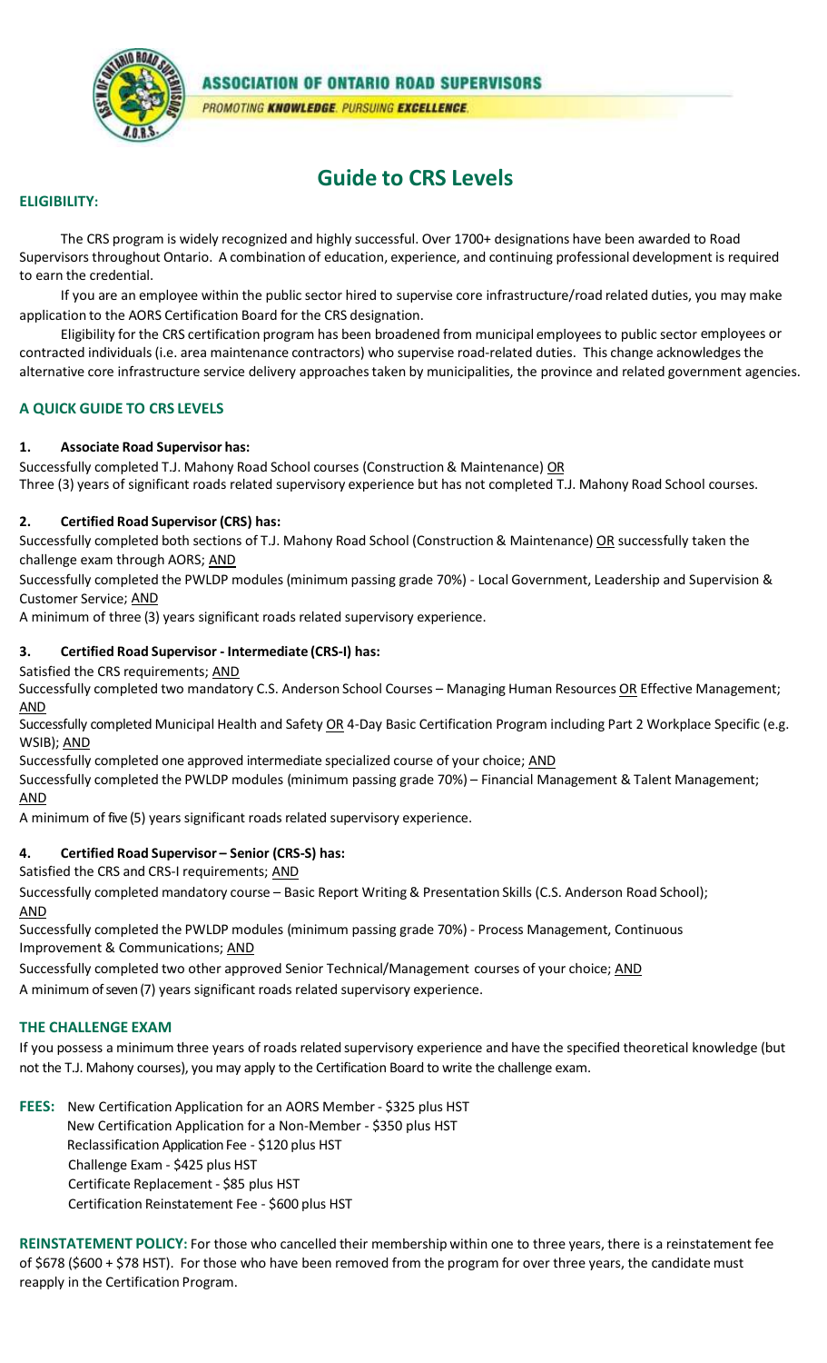**ASSOCIATION OF ONTARIO ROAD SUPERVISORS**

*PROMOTING **KNOWLEDGE**. PURSUING **EXCELLENCE**.*

# Guide to CRS Levels

## ELIGIBILITY:

The CRS program is widely recognized and highly successful. Over 1700+ designations have been awarded to Road Supervisors throughout Ontario. A combination of education, experience, and continuing professional development is required to earn the credential.

If you are an employee within the public sector hired to supervise core infrastructure/road related duties, you may make application to the AORS Certification Board for the CRS designation.

Eligibility for the CRS certification program has been broadened from municipal employees to public sector employees or contracted individuals (i.e. area maintenance contractors) who supervise road-related duties. This change acknowledges the alternative core infrastructure service delivery approaches taken by municipalities, the province and related government agencies.

## A QUICK GUIDE TO CRS LEVELS

### 1. Associate Road Supervisor has:

Successfully completed T.J. Mahony Road School courses (Construction & Maintenance) OR
Three (3) years of significant roads related supervisory experience but has not completed T.J. Mahony Road School courses.

### 2. Certified Road Supervisor (CRS) has:

Successfully completed both sections of T.J. Mahony Road School (Construction & Maintenance) OR successfully taken the challenge exam through AORS; AND
Successfully completed the PWLDP modules (minimum passing grade 70%) - Local Government, Leadership and Supervision & Customer Service; AND
A minimum of three (3) years significant roads related supervisory experience.

### 3. Certified Road Supervisor - Intermediate (CRS-I) has:

Satisfied the CRS requirements; AND
Successfully completed two mandatory C.S. Anderson School Courses – Managing Human Resources OR Effective Management; AND
Successfully completed Municipal Health and Safety OR 4-Day Basic Certification Program including Part 2 Workplace Specific (e.g. WSIB); AND
Successfully completed one approved intermediate specialized course of your choice; AND
Successfully completed the PWLDP modules (minimum passing grade 70%) – Financial Management & Talent Management; AND
A minimum of five (5) years significant roads related supervisory experience.

### 4. Certified Road Supervisor – Senior (CRS-S) has:

Satisfied the CRS and CRS-I requirements; AND
Successfully completed mandatory course – Basic Report Writing & Presentation Skills (C.S. Anderson Road School); AND
Successfully completed the PWLDP modules (minimum passing grade 70%) - Process Management, Continuous Improvement & Communications; AND
Successfully completed two other approved Senior Technical/Management courses of your choice; AND
A minimum of seven (7) years significant roads related supervisory experience.

## THE CHALLENGE EXAM

If you possess a minimum three years of roads related supervisory experience and have the specified theoretical knowledge (but not the T.J. Mahony courses), you may apply to the Certification Board to write the challenge exam.

**FEES:** New Certification Application for an AORS Member - $325 plus HST
New Certification Application for a Non-Member - $350 plus HST
Reclassification Application Fee - $120 plus HST
Challenge Exam - $425 plus HST
Certificate Replacement - $85 plus HST
Certification Reinstatement Fee - $600 plus HST

**REINSTATEMENT POLICY:** For those who cancelled their membership within one to three years, there is a reinstatement fee of $678 ($600 + $78 HST). For those who have been removed from the program for over three years, the candidate must reapply in the Certification Program.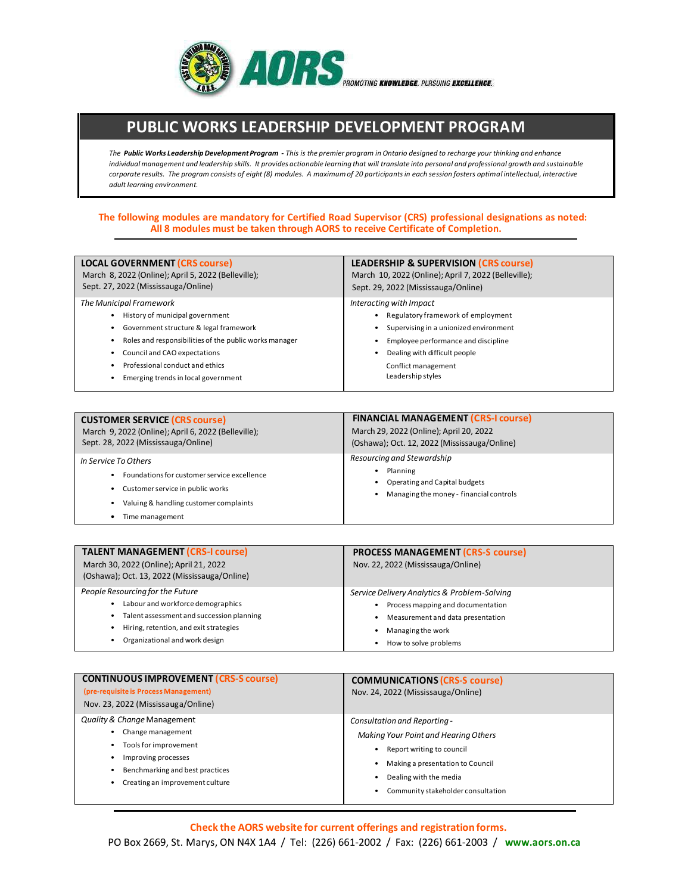AORS PROMOTING **KNOWLEDGE**. PURSUING **EXCELLENCE**.

# PUBLIC WORKS LEADERSHIP DEVELOPMENT PROGRAM

*The **Public Works Leadership Development Program** - This is the premier program in Ontario designed to recharge your thinking and enhance individual management and leadership skills. It provides actionable learning that will translate into personal and professional growth and sustainable corporate results. The program consists of eight (8) modules. A maximum of 20 participants in each session fosters optimal intellectual, interactive adult learning environment.*

**The following modules are mandatory for Certified Road Supervisor (CRS) professional designations as noted: All 8 modules must be taken through AORS to receive Certificate of Completion.**

### LOCAL GOVERNMENT (CRS course)

March 8, 2022 (Online); April 5, 2022 (Belleville); Sept. 27, 2022 (Mississauga/Online)

*The Municipal Framework*

- History of municipal government
- Government structure & legal framework
- Roles and responsibilities of the public works manager
- Council and CAO expectations
- Professional conduct and ethics
- Emerging trends in local government

### LEADERSHIP & SUPERVISION (CRS course)

March 10, 2022 (Online); April 7, 2022 (Belleville); Sept. 29, 2022 (Mississauga/Online)

*Interacting with Impact*

- Regulatory framework of employment
- Supervising in a unionized environment
- Employee performance and discipline
- Dealing with difficult people

Conflict management
Leadership styles

### CUSTOMER SERVICE (CRS course)

March 9, 2022 (Online); April 6, 2022 (Belleville); Sept. 28, 2022 (Mississauga/Online)

*In Service To Others*

- Foundations for customer service excellence
- Customer service in public works
- Valuing & handling customer complaints
- Time management

### FINANCIAL MANAGEMENT (CRS-I course)

March 29, 2022 (Online); April 20, 2022 (Oshawa); Oct. 12, 2022 (Mississauga/Online)

*Resourcing and Stewardship*

- Planning
- Operating and Capital budgets
- Managing the money - financial controls

### TALENT MANAGEMENT (CRS-I course)

March 30, 2022 (Online); April 21, 2022 (Oshawa); Oct. 13, 2022 (Mississauga/Online)

*People Resourcing for the Future*

- Labour and workforce demographics
- Talent assessment and succession planning
- Hiring, retention, and exit strategies
- Organizational and work design

### PROCESS MANAGEMENT (CRS-S course)

Nov. 22, 2022 (Mississauga/Online)

*Service Delivery Analytics & Problem-Solving*

- Process mapping and documentation
- Measurement and data presentation
- Managing the work
- How to solve problems

### CONTINUOUS IMPROVEMENT (CRS-S course)

**(pre-requisite is Process Management)**

Nov. 23, 2022 (Mississauga/Online)

*Quality & Change* Management

- Change management
- Tools for improvement
- Improving processes
- Benchmarking and best practices
- Creating an improvement culture

### COMMUNICATIONS (CRS-S course)

Nov. 24, 2022 (Mississauga/Online)

*Consultation and Reporting -*

*Making Your Point and Hearing Others*

- Report writing to council
- Making a presentation to Council
- Dealing with the media
- Community stakeholder consultation

**Check the AORS website for current offerings and registration forms.**

PO Box 2669, St. Marys, ON N4X 1A4 / Tel: (226) 661-2002 / Fax: (226) 661-2003 / **www.aors.on.ca**